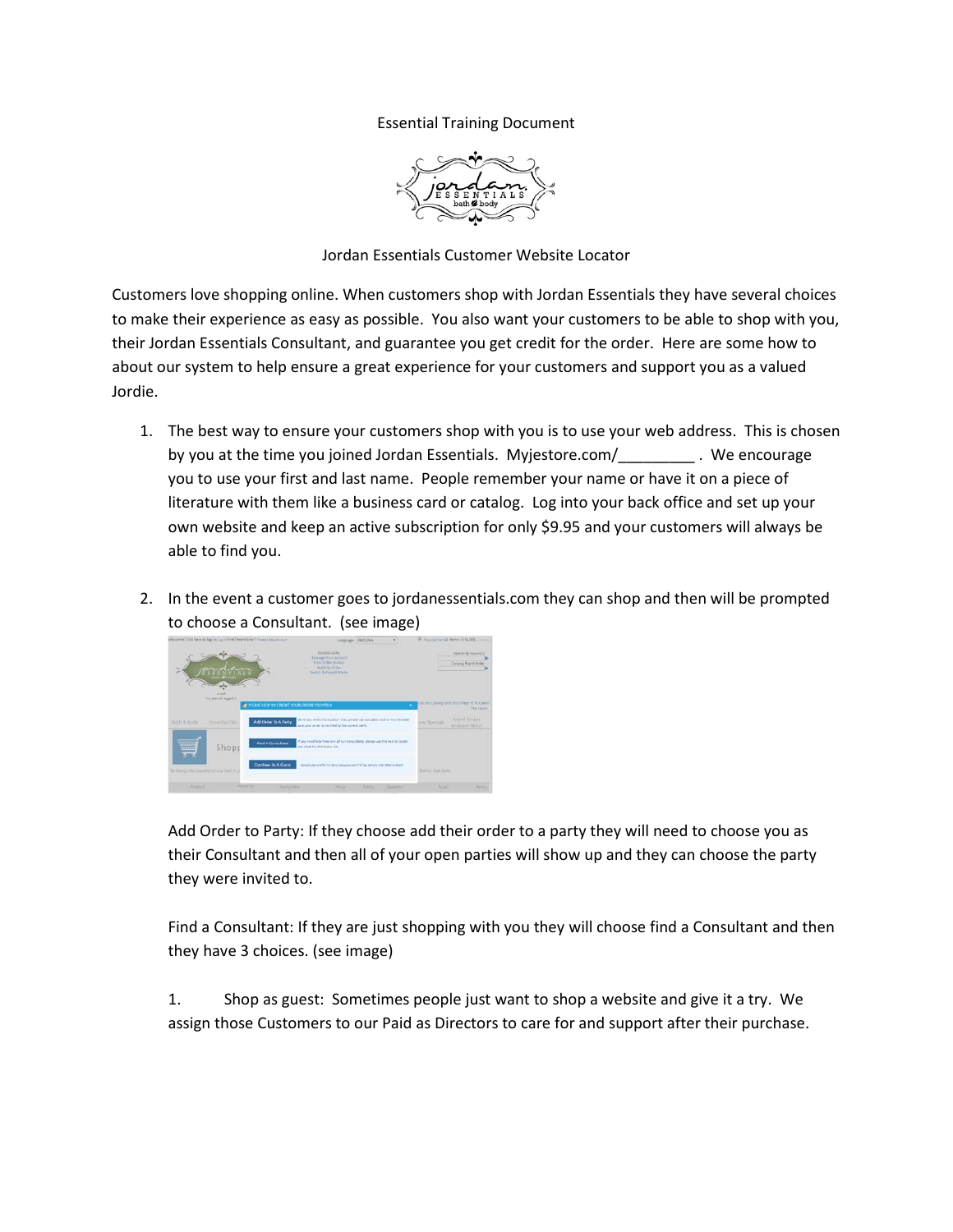Essential Training Document

Jordan Essentials Customer Website Locator

Customers love shopping online. When customers shop with Jordan Essentials they have several choices to make their experience as easy as possible. You also want your customers to be able to shop with you, their Jordan Essentials Consultant, and guarantee you get credit for the order. Here are some how to about our system to help ensure a great experience for your customers and support you as a valued Jordie.

1. The best way to ensure your customers shop with you is to use your web address. This is chosen by you at the time you joined Jordan Essentials. Myjestore.com/_________ . We encourage you to use your first and last name. People remember your name or have it on a piece of literature with them like a business card or catalog. Log into your back office and set up your own website and keep an active subscription for only $9.95 and your customers will always be able to find you.

2. In the event a customer goes to jordanessentials.com they can shop and then will be prompted to choose a Consultant. (see image)

   Add Order to Party: If they choose add their order to a party they will need to choose you as their Consultant and then all of your open parties will show up and they can choose the party they were invited to.

   Find a Consultant: If they are just shopping with you they will choose find a Consultant and then they have 3 choices. (see image)

   1. Shop as guest: Sometimes people just want to shop a website and give it a try. We assign those Customers to our Paid as Directors to care for and support after their purchase.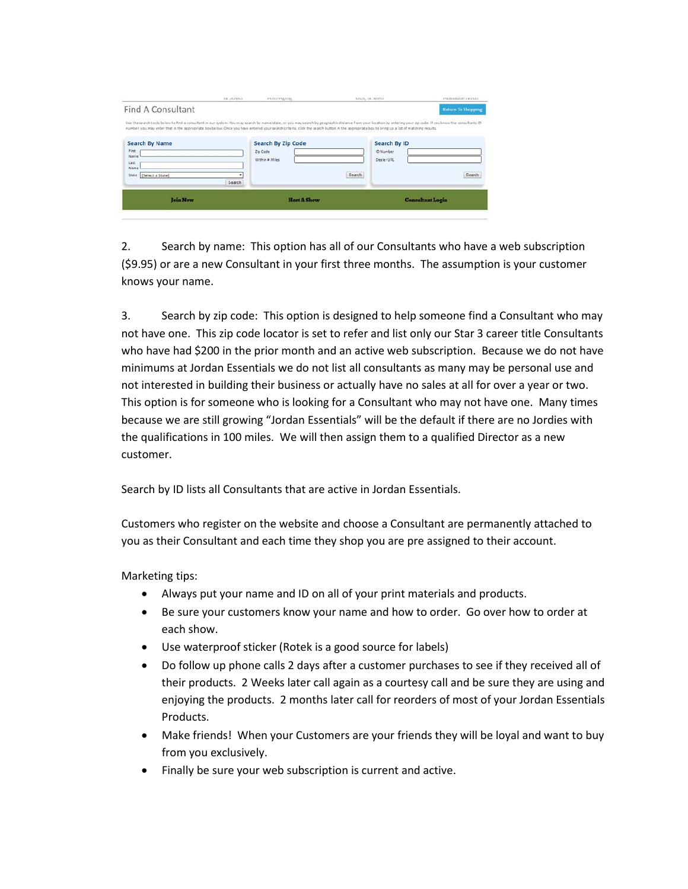Find A Consultant

Return To Shopping

Use the search tools below to find a consultant in our system. You may search by name/state, or you may search by geographic distance from your location by entering your zip code. If you know the consultants ID number, you may enter that in the appropriate box below. Once you have entered your search criteria, click the search button in the appropriate box to bring up a list of matching results.

Search By Name

First Name

Last Name

State [Select a State]

Search

Search By Zip Code

Zip Code

Within # Miles

Search

Search By ID

ID Number

Dealer URL

Search

Join Now | Host A Show | Consultant Login

2. Search by name: This option has all of our Consultants who have a web subscription ($9.95) or are a new Consultant in your first three months. The assumption is your customer knows your name.

3. Search by zip code: This option is designed to help someone find a Consultant who may not have one. This zip code locator is set to refer and list only our Star 3 career title Consultants who have had $200 in the prior month and an active web subscription. Because we do not have minimums at Jordan Essentials we do not list all consultants as many may be personal use and not interested in building their business or actually have no sales at all for over a year or two. This option is for someone who is looking for a Consultant who may not have one. Many times because we are still growing "Jordan Essentials" will be the default if there are no Jordies with the qualifications in 100 miles. We will then assign them to a qualified Director as a new customer.

Search by ID lists all Consultants that are active in Jordan Essentials.

Customers who register on the website and choose a Consultant are permanently attached to you as their Consultant and each time they shop you are pre assigned to their account.

Marketing tips:

- Always put your name and ID on all of your print materials and products.
- Be sure your customers know your name and how to order. Go over how to order at each show.
- Use waterproof sticker (Rotek is a good source for labels)
- Do follow up phone calls 2 days after a customer purchases to see if they received all of their products. 2 Weeks later call again as a courtesy call and be sure they are using and enjoying the products. 2 months later call for reorders of most of your Jordan Essentials Products.
- Make friends! When your Customers are your friends they will be loyal and want to buy from you exclusively.
- Finally be sure your web subscription is current and active.